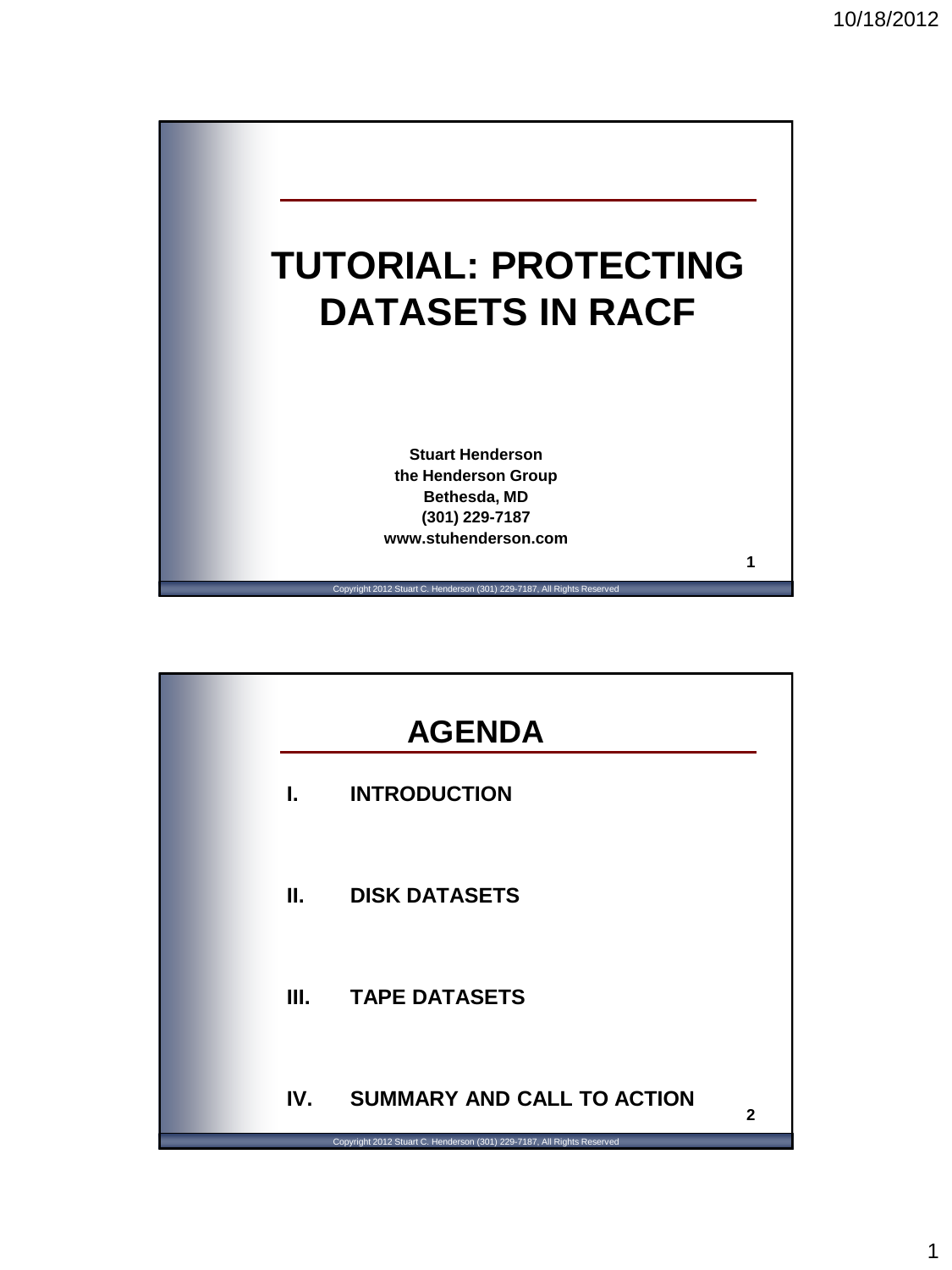# TUTORIAL: PROTECTING DATASETS IN RACF

**Stuart Henderson**
**the Henderson Group**
**Bethesda, MD**
**(301) 229-7187**
**www.stuhenderson.com**

Copyright 2012 Stuart C. Henderson (301) 229-7187, All Rights Reserved

## AGENDA

I. **INTRODUCTION**

II. **DISK DATASETS**

III. **TAPE DATASETS**

IV. **SUMMARY AND CALL TO ACTION**

Copyright 2012 Stuart C. Henderson (301) 229-7187, All Rights Reserved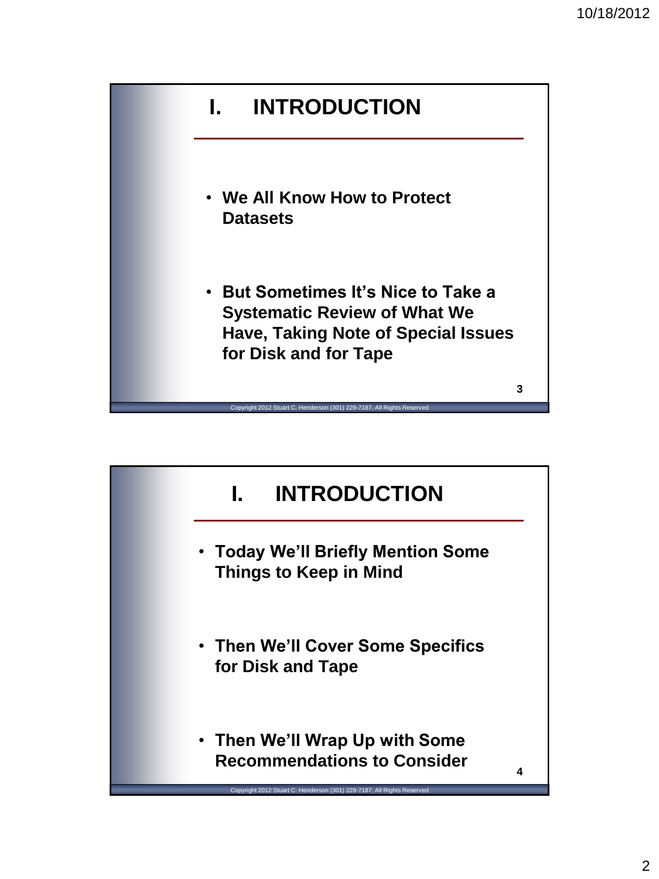## I. INTRODUCTION

- **We All Know How to Protect Datasets**
- **But Sometimes It's Nice to Take a Systematic Review of What We Have, Taking Note of Special Issues for Disk and for Tape**

## I. INTRODUCTION

- **Today We'll Briefly Mention Some Things to Keep in Mind**
- **Then We'll Cover Some Specifics for Disk and Tape**
- **Then We'll Wrap Up with Some Recommendations to Consider**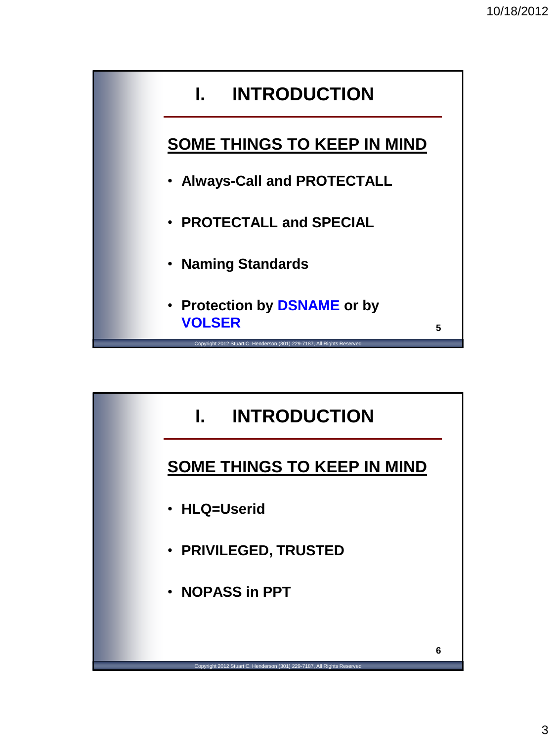# I. INTRODUCTION

## SOME THINGS TO KEEP IN MIND

- **Always-Call and PROTECTALL**
- **PROTECTALL and SPECIAL**
- **Naming Standards**
- **Protection by DSNAME or by VOLSER**

Copyright 2012 Stuart C. Henderson (301) 229-7187, All Rights Reserved

# I. INTRODUCTION

## SOME THINGS TO KEEP IN MIND

- **HLQ=Userid**
- **PRIVILEGED, TRUSTED**
- **NOPASS in PPT**

Copyright 2012 Stuart C. Henderson (301) 229-7187, All Rights Reserved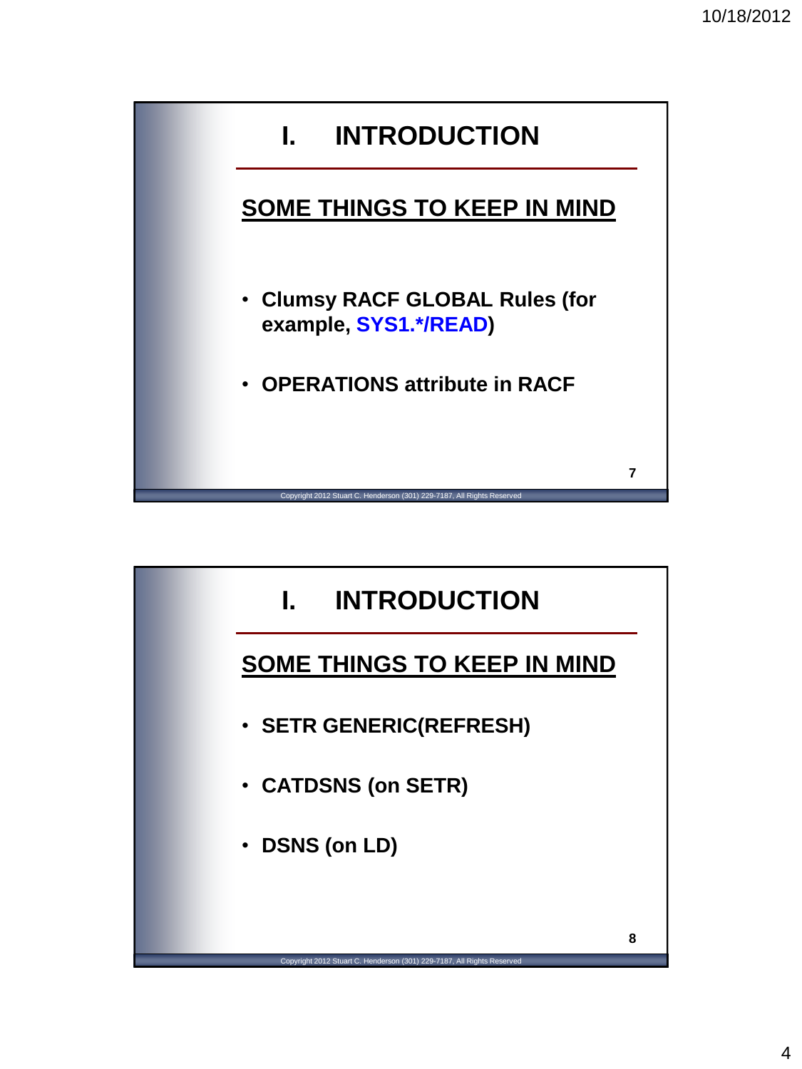# I. INTRODUCTION

## SOME THINGS TO KEEP IN MIND

- **Clumsy RACF GLOBAL Rules (for example, SYS1.*/READ)**
- **OPERATIONS attribute in RACF**

Copyright 2012 Stuart C. Henderson (301) 229-7187, All Rights Reserved

# I. INTRODUCTION

## SOME THINGS TO KEEP IN MIND

- **SETR GENERIC(REFRESH)**
- **CATDSNS (on SETR)**
- **DSNS (on LD)**

Copyright 2012 Stuart C. Henderson (301) 229-7187, All Rights Reserved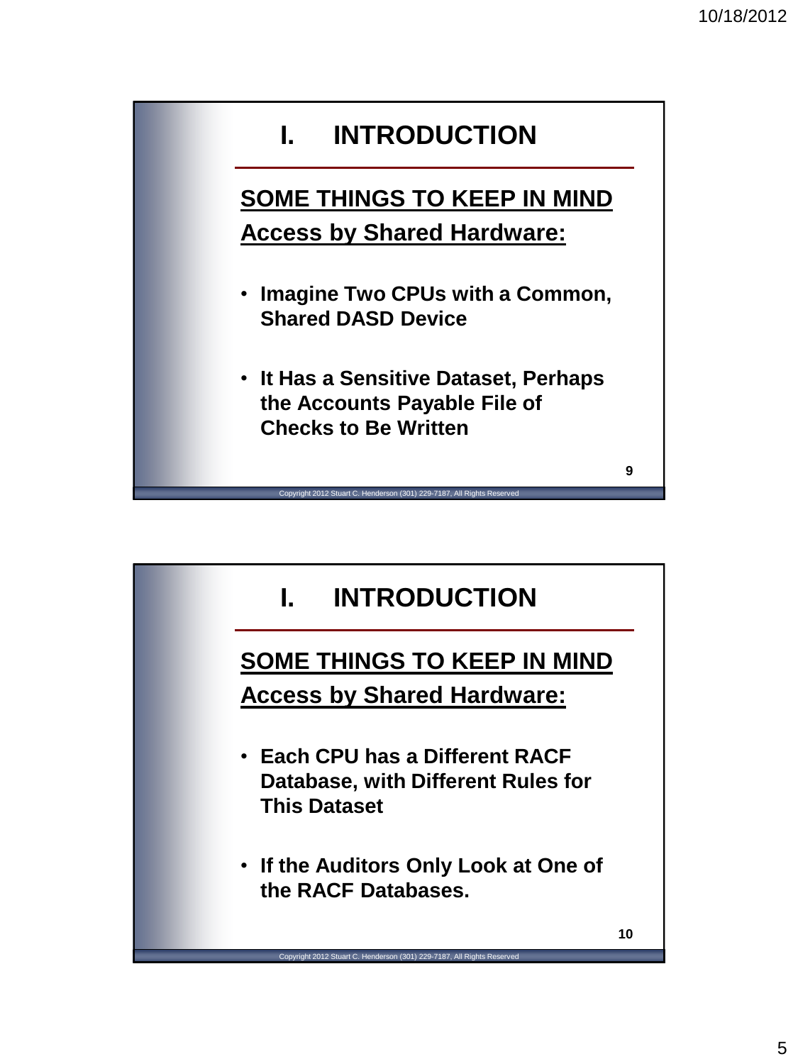## I. INTRODUCTION

**SOME THINGS TO KEEP IN MIND**

**Access by Shared Hardware:**

- **Imagine Two CPUs with a Common, Shared DASD Device**
- **It Has a Sensitive Dataset, Perhaps the Accounts Payable File of Checks to Be Written**

Copyright 2012 Stuart C. Henderson (301) 229-7187, All Rights Reserved

## I. INTRODUCTION

**SOME THINGS TO KEEP IN MIND**

**Access by Shared Hardware:**

- **Each CPU has a Different RACF Database, with Different Rules for This Dataset**
- **If the Auditors Only Look at One of the RACF Databases.**

Copyright 2012 Stuart C. Henderson (301) 229-7187, All Rights Reserved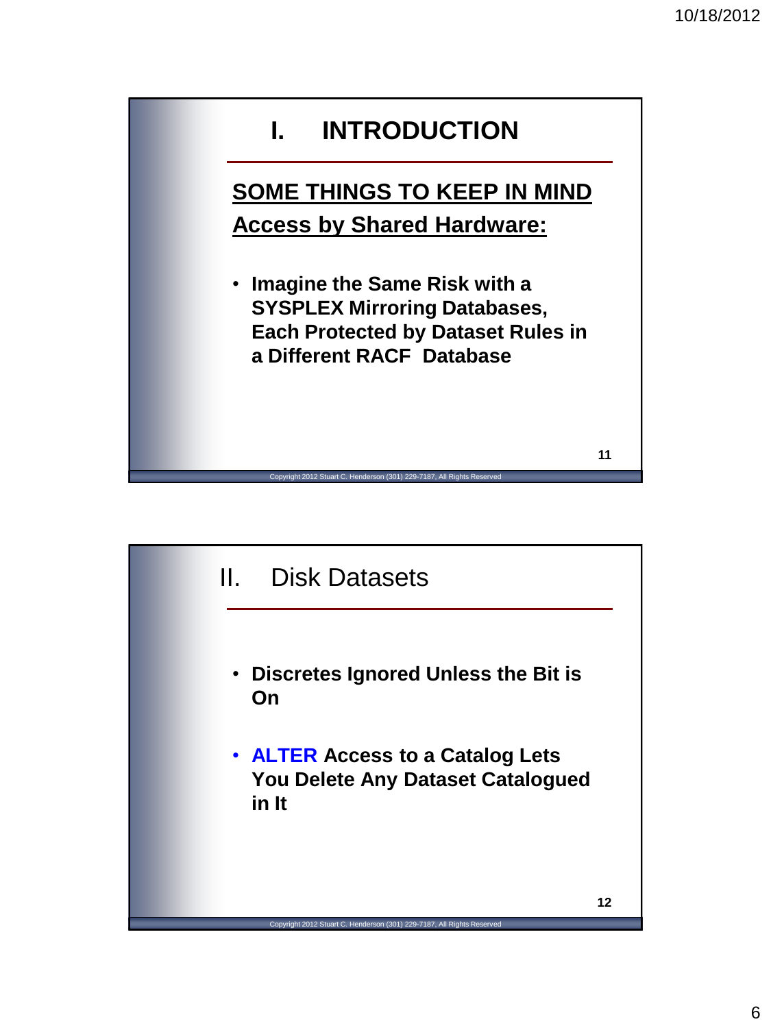# I. INTRODUCTION

## SOME THINGS TO KEEP IN MIND

## Access by Shared Hardware:

- **Imagine the Same Risk with a SYSPLEX Mirroring Databases, Each Protected by Dataset Rules in a Different RACF Database**

Copyright 2012 Stuart C. Henderson (301) 229-7187, All Rights Reserved

# II. Disk Datasets

- **Discretes Ignored Unless the Bit is On**
- **ALTER Access to a Catalog Lets You Delete Any Dataset Catalogued in It**

Copyright 2012 Stuart C. Henderson (301) 229-7187, All Rights Reserved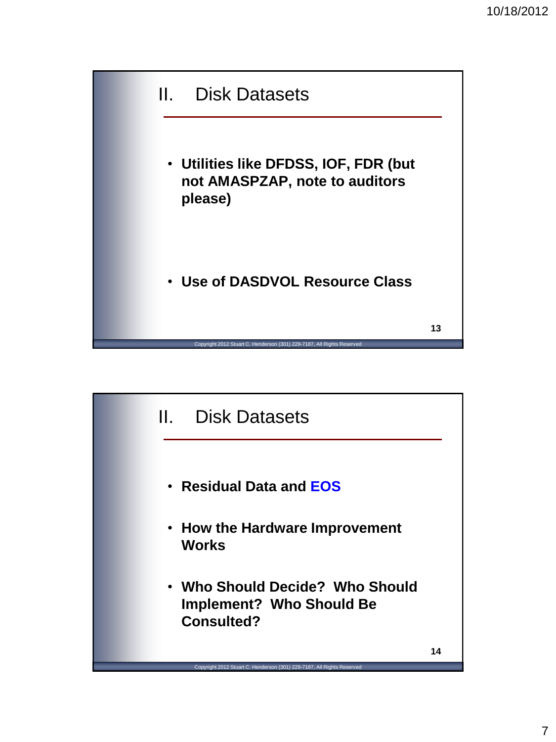## II. Disk Datasets

- **Utilities like DFDSS, IOF, FDR (but not AMASPZAP, note to auditors please)**

- **Use of DASDVOL Resource Class**

Copyright 2012 Stuart C. Henderson (301) 229-7187, All Rights Reserved

## II. Disk Datasets

- **Residual Data and EOS**

- **How the Hardware Improvement Works**

- **Who Should Decide? Who Should Implement? Who Should Be Consulted?**

Copyright 2012 Stuart C. Henderson (301) 229-7187, All Rights Reserved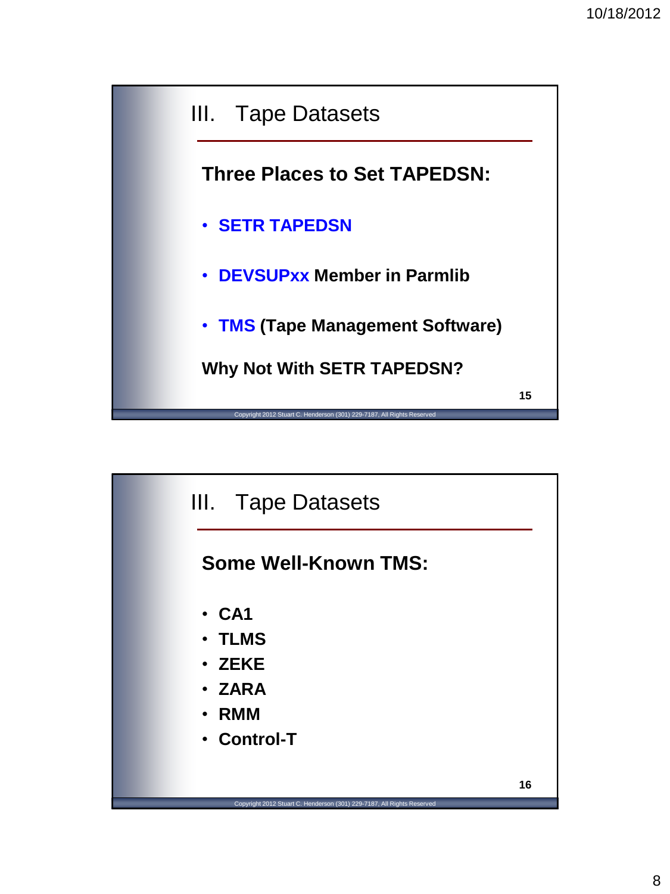## III. Tape Datasets

**Three Places to Set TAPEDSN:**

- **SETR TAPEDSN**
- **DEVSUPxx Member in Parmlib**
- **TMS (Tape Management Software)**

**Why Not With SETR TAPEDSN?**

Copyright 2012 Stuart C. Henderson (301) 229-7187, All Rights Reserved

## III. Tape Datasets

**Some Well-Known TMS:**

- **CA1**
- **TLMS**
- **ZEKE**
- **ZARA**
- **RMM**
- **Control-T**

Copyright 2012 Stuart C. Henderson (301) 229-7187, All Rights Reserved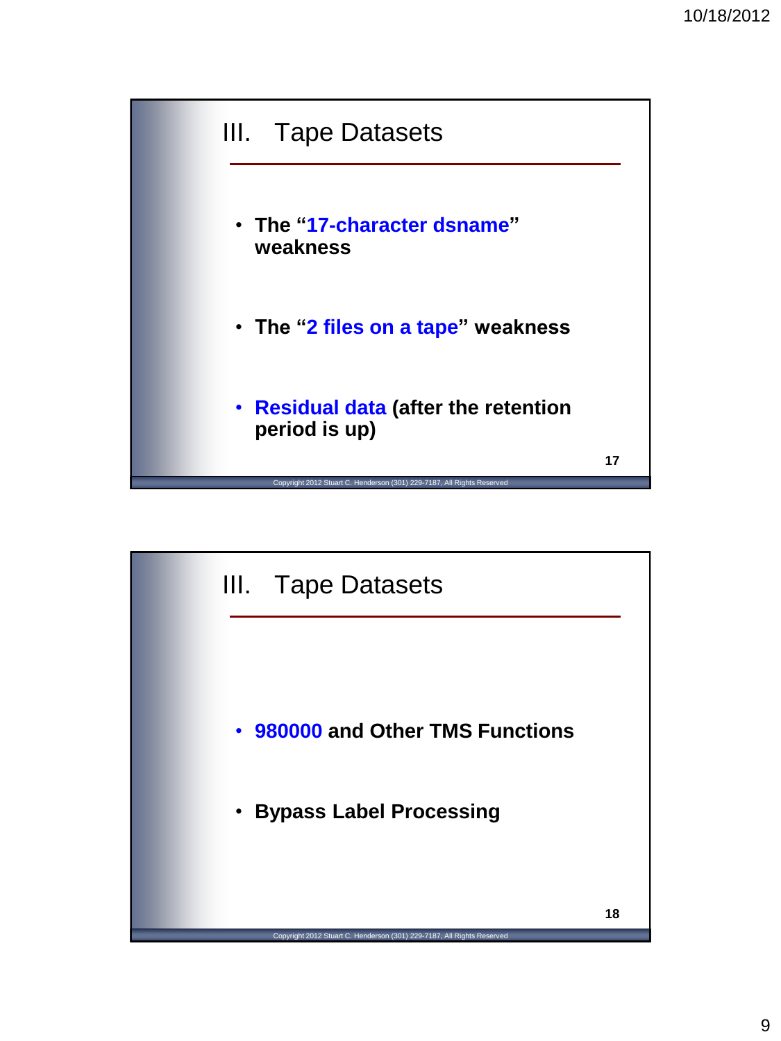## III. Tape Datasets

- **The "17-character dsname" weakness**
- **The "2 files on a tape" weakness**
- **Residual data (after the retention period is up)**

Copyright 2012 Stuart C. Henderson (301) 229-7187, All Rights Reserved

## III. Tape Datasets

- **980000 and Other TMS Functions**
- **Bypass Label Processing**

Copyright 2012 Stuart C. Henderson (301) 229-7187, All Rights Reserved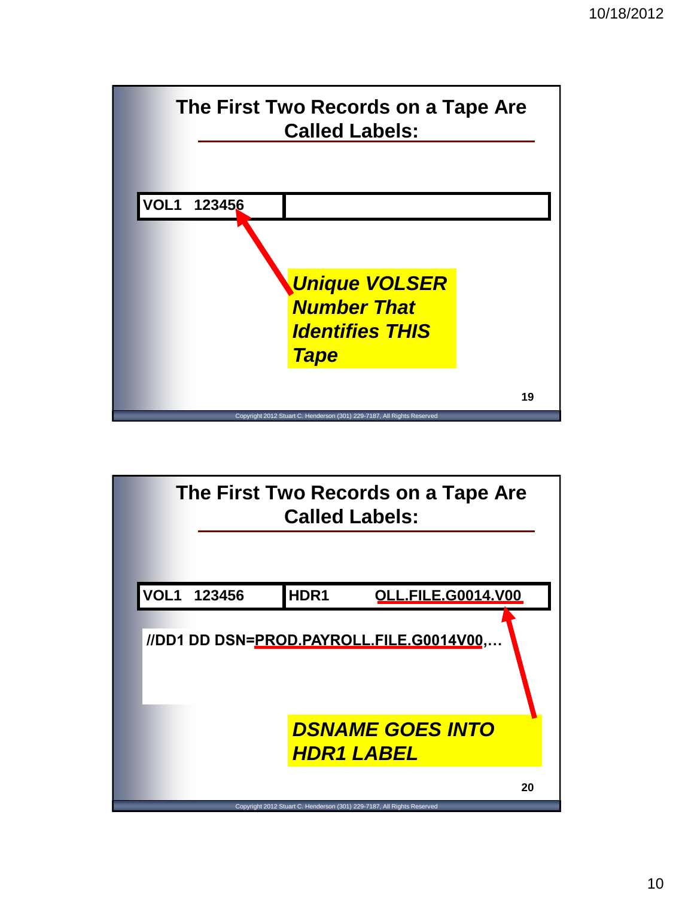## The First Two Records on a Tape Are Called Labels:

| VOL1 123456 | |
|---|---|

***Unique VOLSER Number That Identifies THIS Tape***

## The First Two Records on a Tape Are Called Labels:

| VOL1 123456 | HDR1 OLL.FILE.G0014.V00 |
|---|---|

```
//DD1 DD DSN=PROD.PAYROLL.FILE.G0014V00,…
```

***DSNAME GOES INTO HDR1 LABEL***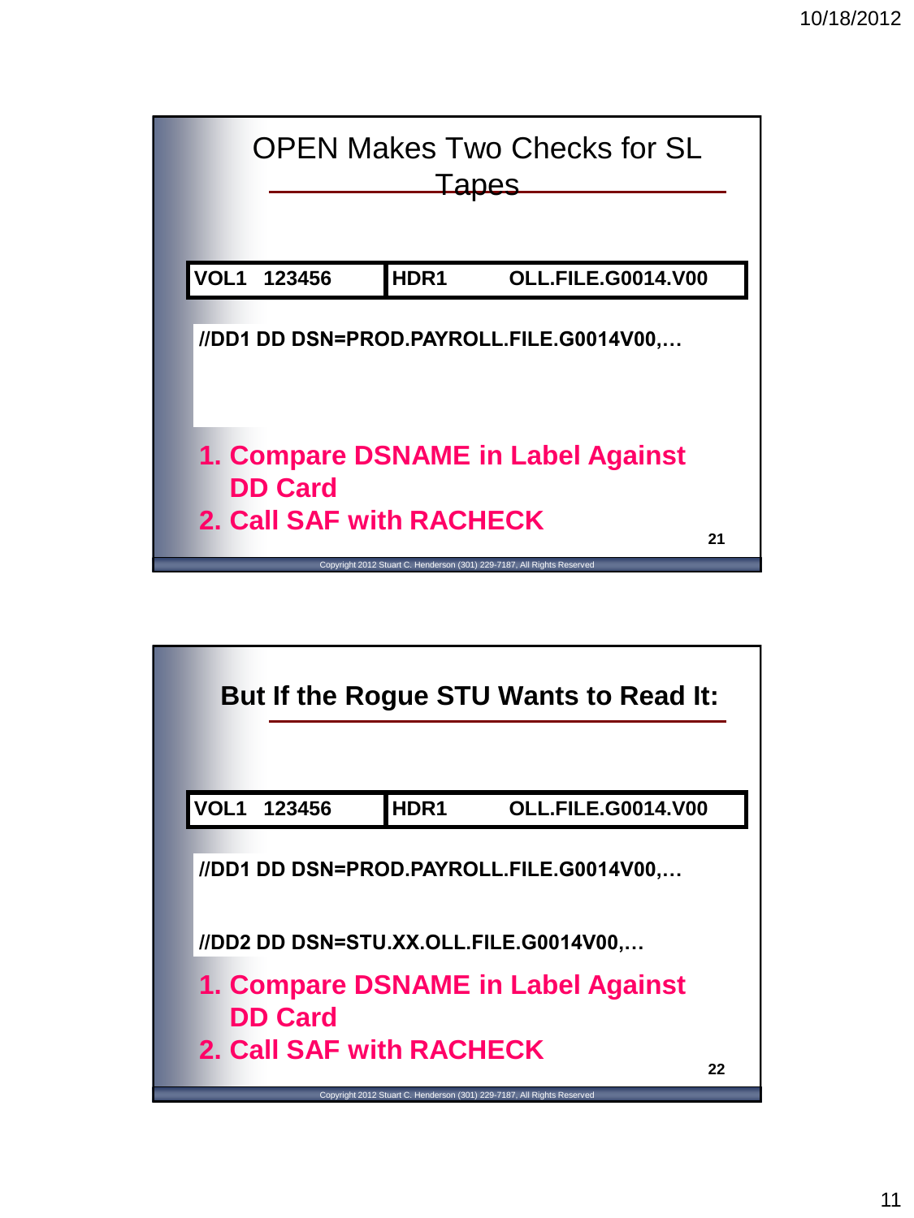## OPEN Makes Two Checks for SL Tapes

| VOL1 123456 | HDR1 OLL.FILE.G0014.V00 |
| --- | --- |

//DD1 DD DSN=PROD.PAYROLL.FILE.G0014V00,…

1. Compare DSNAME in Label Against DD Card
2. Call SAF with RACHECK

Copyright 2012 Stuart C. Henderson (301) 229-7187, All Rights Reserved

## But If the Rogue STU Wants to Read It:

| VOL1 123456 | HDR1 OLL.FILE.G0014.V00 |
| --- | --- |

//DD1 DD DSN=PROD.PAYROLL.FILE.G0014V00,…

//DD2 DD DSN=STU.XX.OLL.FILE.G0014V00,…

1. Compare DSNAME in Label Against DD Card
2. Call SAF with RACHECK

Copyright 2012 Stuart C. Henderson (301) 229-7187, All Rights Reserved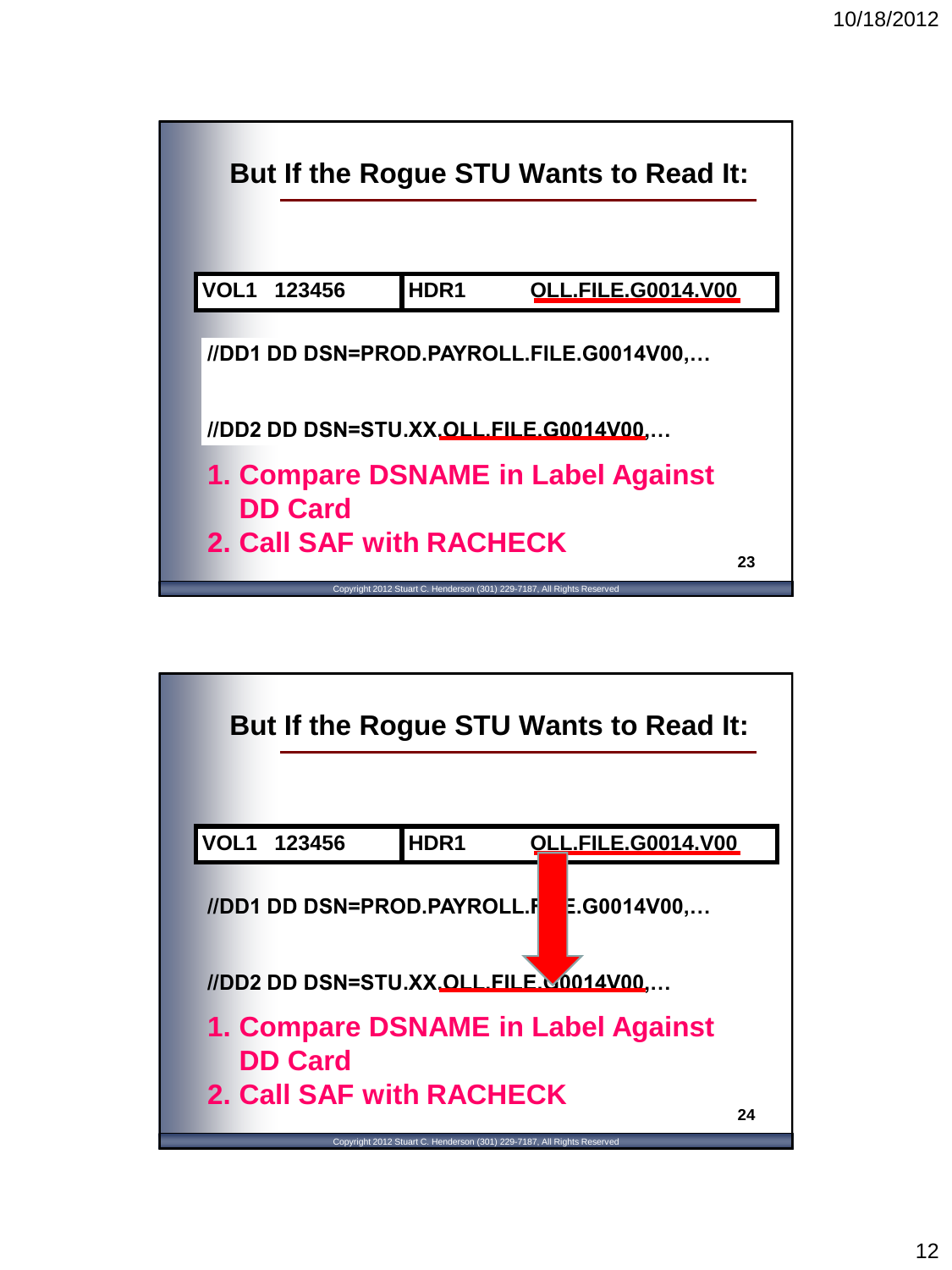## But If the Rogue STU Wants to Read It:

| VOL1 123456 | HDR1 OLL.FILE.G0014.V00 |
|---|---|

//DD1 DD DSN=PROD.PAYROLL.FILE.G0014V00,…

//DD2 DD DSN=STU.XX.OLL.FILE.G0014V00,…

1. Compare DSNAME in Label Against DD Card
2. Call SAF with RACHECK

Copyright 2012 Stuart C. Henderson (301) 229-7187, All Rights Reserved

## But If the Rogue STU Wants to Read It:

| VOL1 123456 | HDR1 OLL.FILE.G0014.V00 |
|---|---|

//DD1 DD DSN=PROD.PAYROLL.FILE.G0014V00,…

//DD2 DD DSN=STU.XX.OLL.FILE.G0014V00,…

1. Compare DSNAME in Label Against DD Card
2. Call SAF with RACHECK

Copyright 2012 Stuart C. Henderson (301) 229-7187, All Rights Reserved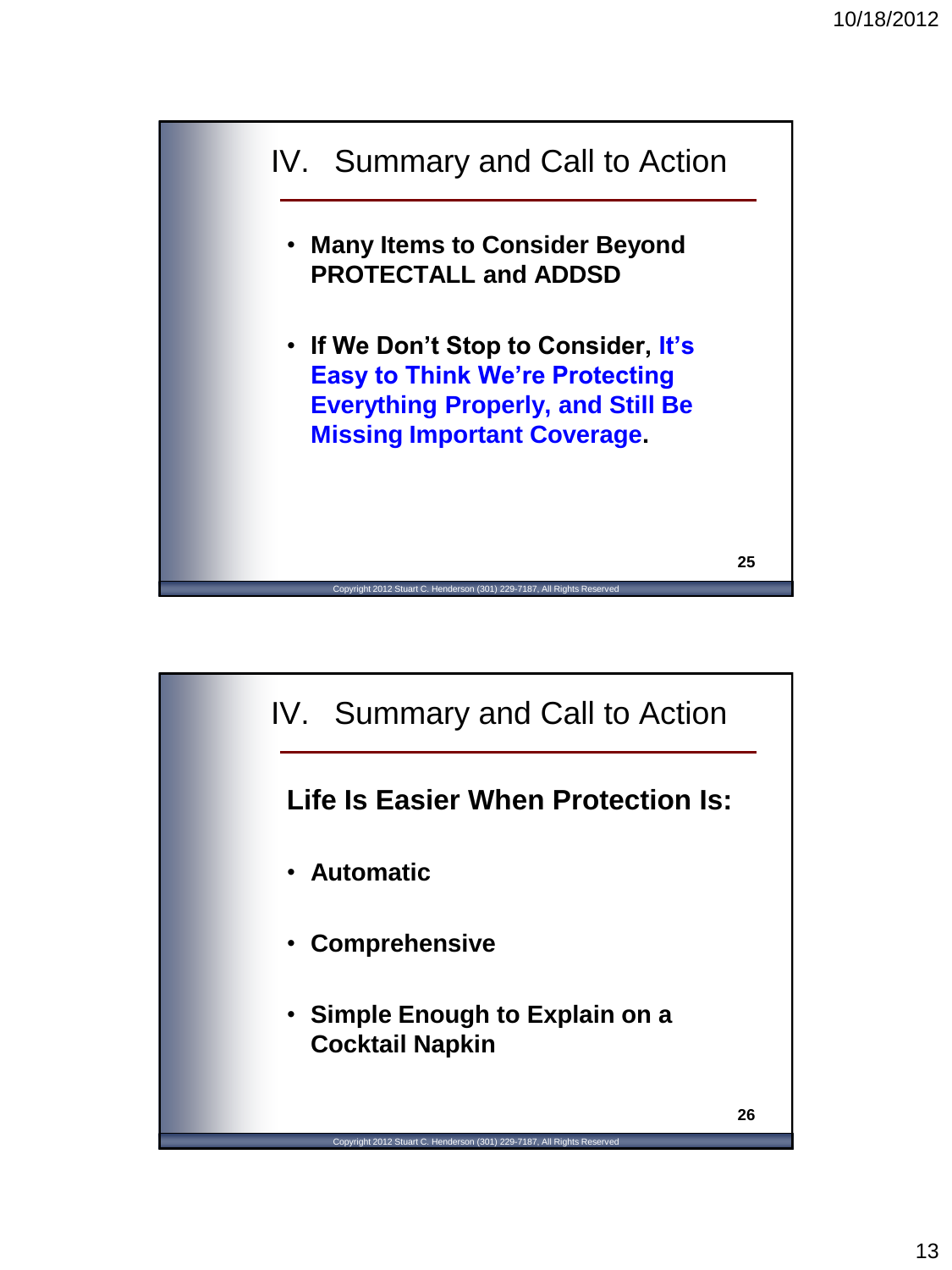## IV. Summary and Call to Action

- **Many Items to Consider Beyond PROTECTALL and ADDSD**
- **If We Don't Stop to Consider, It's Easy to Think We're Protecting Everything Properly, and Still Be Missing Important Coverage.**

Copyright 2012 Stuart C. Henderson (301) 229-7187, All Rights Reserved

## IV. Summary and Call to Action

**Life Is Easier When Protection Is:**

- **Automatic**
- **Comprehensive**
- **Simple Enough to Explain on a Cocktail Napkin**

Copyright 2012 Stuart C. Henderson (301) 229-7187, All Rights Reserved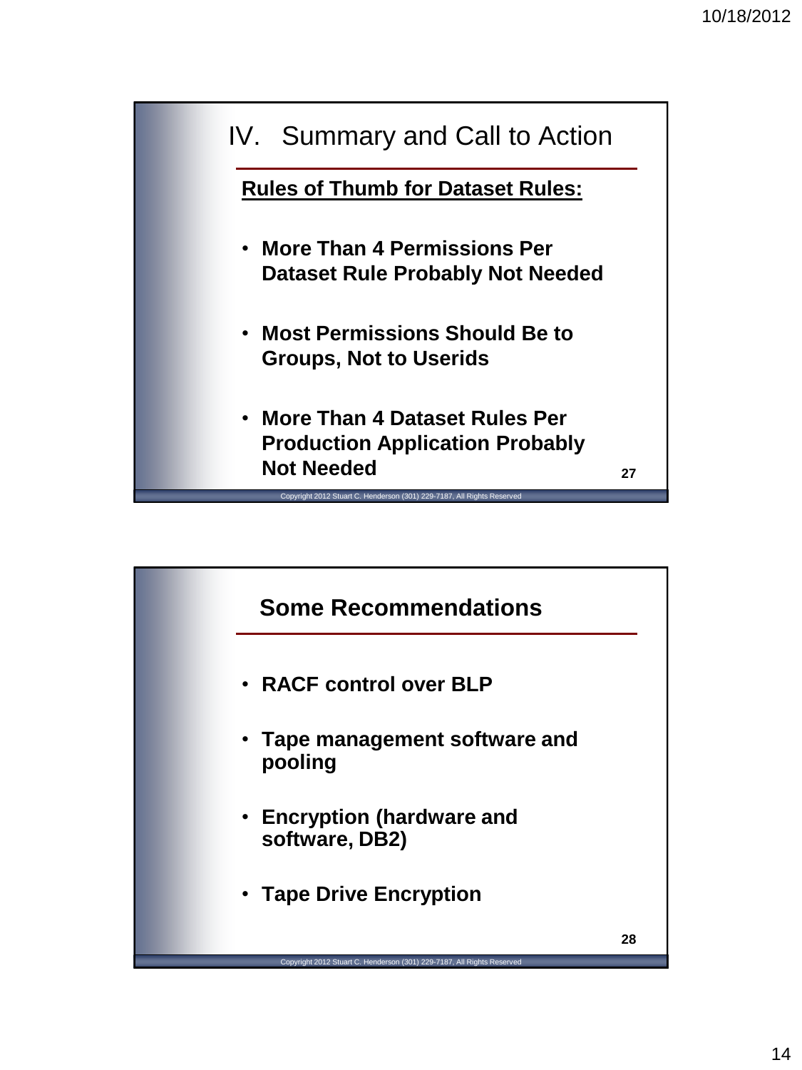## IV. Summary and Call to Action

**Rules of Thumb for Dataset Rules:**

- **More Than 4 Permissions Per Dataset Rule Probably Not Needed**
- **Most Permissions Should Be to Groups, Not to Userids**
- **More Than 4 Dataset Rules Per Production Application Probably Not Needed**

Copyright 2012 Stuart C. Henderson (301) 229-7187, All Rights Reserved

## Some Recommendations

- **RACF control over BLP**
- **Tape management software and pooling**
- **Encryption (hardware and software, DB2)**
- **Tape Drive Encryption**

Copyright 2012 Stuart C. Henderson (301) 229-7187, All Rights Reserved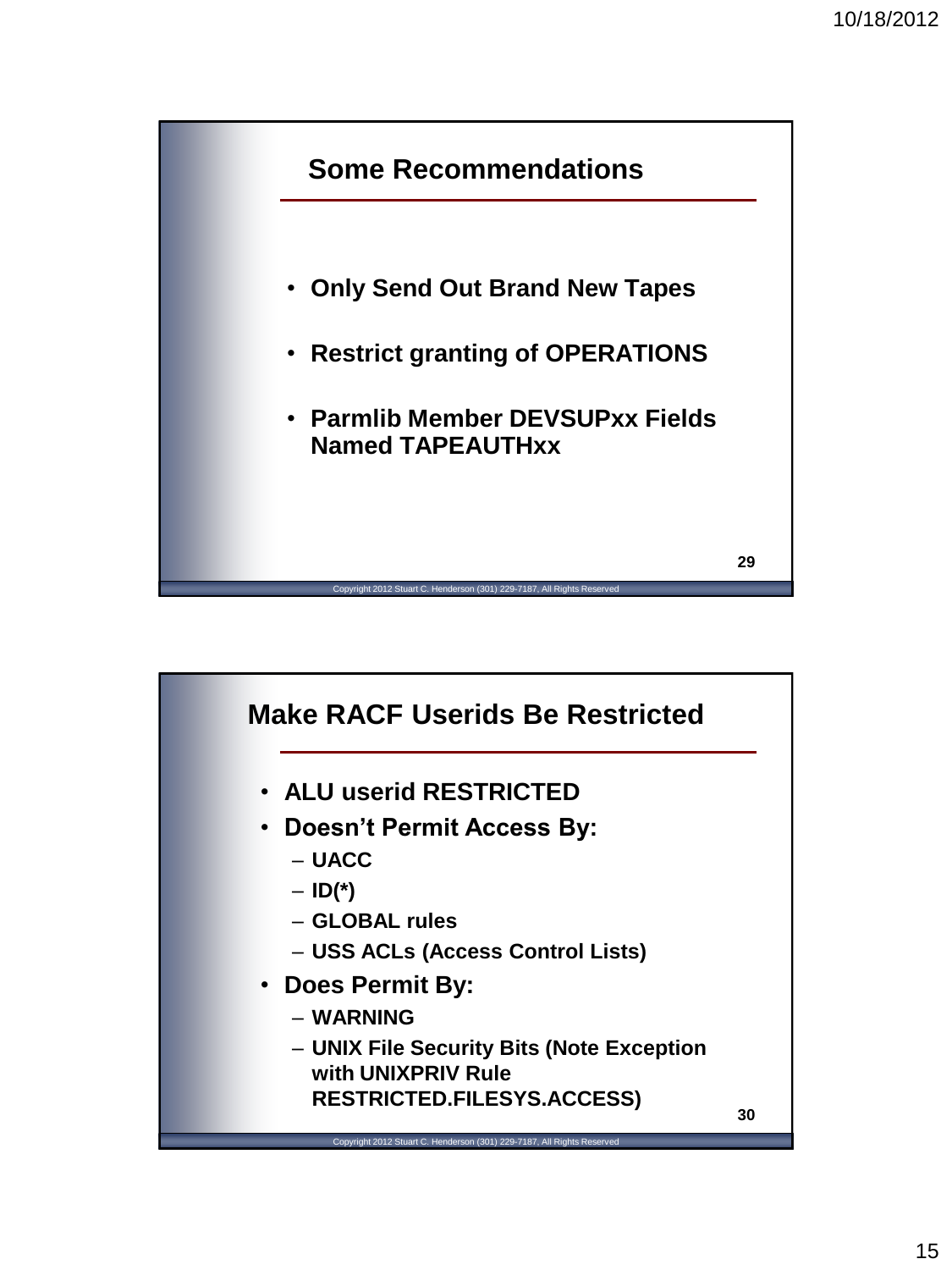## Some Recommendations

- **Only Send Out Brand New Tapes**
- **Restrict granting of OPERATIONS**
- **Parmlib Member DEVSUPxx Fields Named TAPEAUTHxx**

## Make RACF Userids Be Restricted

- **ALU userid RESTRICTED**
- **Doesn't Permit Access By:**
  - **UACC**
  - **ID(*)**
  - **GLOBAL rules**
  - **USS ACLs (Access Control Lists)**
- **Does Permit By:**
  - **WARNING**
  - **UNIX File Security Bits (Note Exception with UNIXPRIV Rule RESTRICTED.FILESYS.ACCESS)**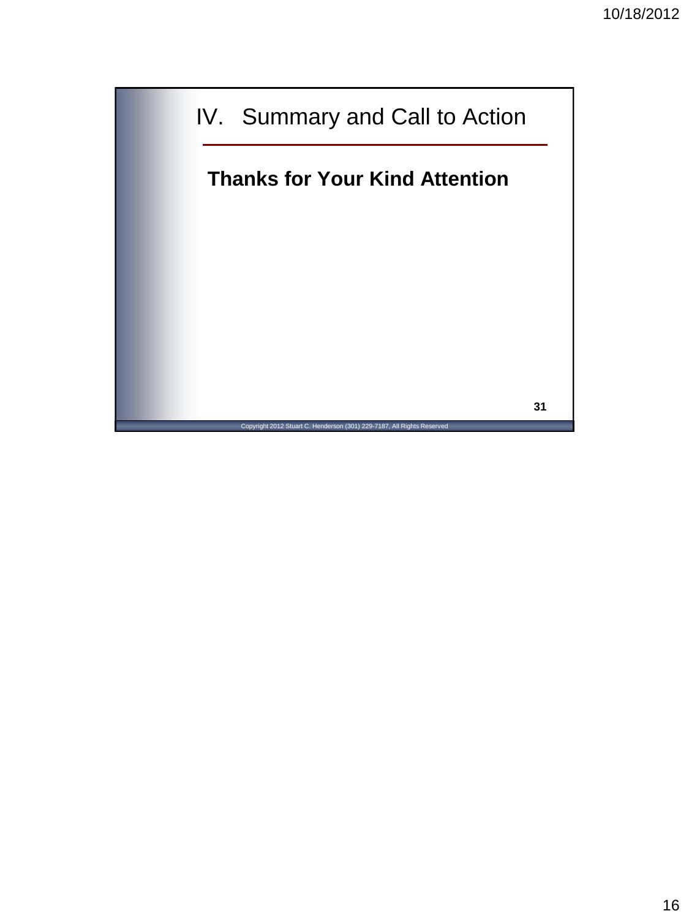# IV. Summary and Call to Action

**Thanks for Your Kind Attention**

Copyright 2012 Stuart C. Henderson (301) 229-7187, All Rights Reserved